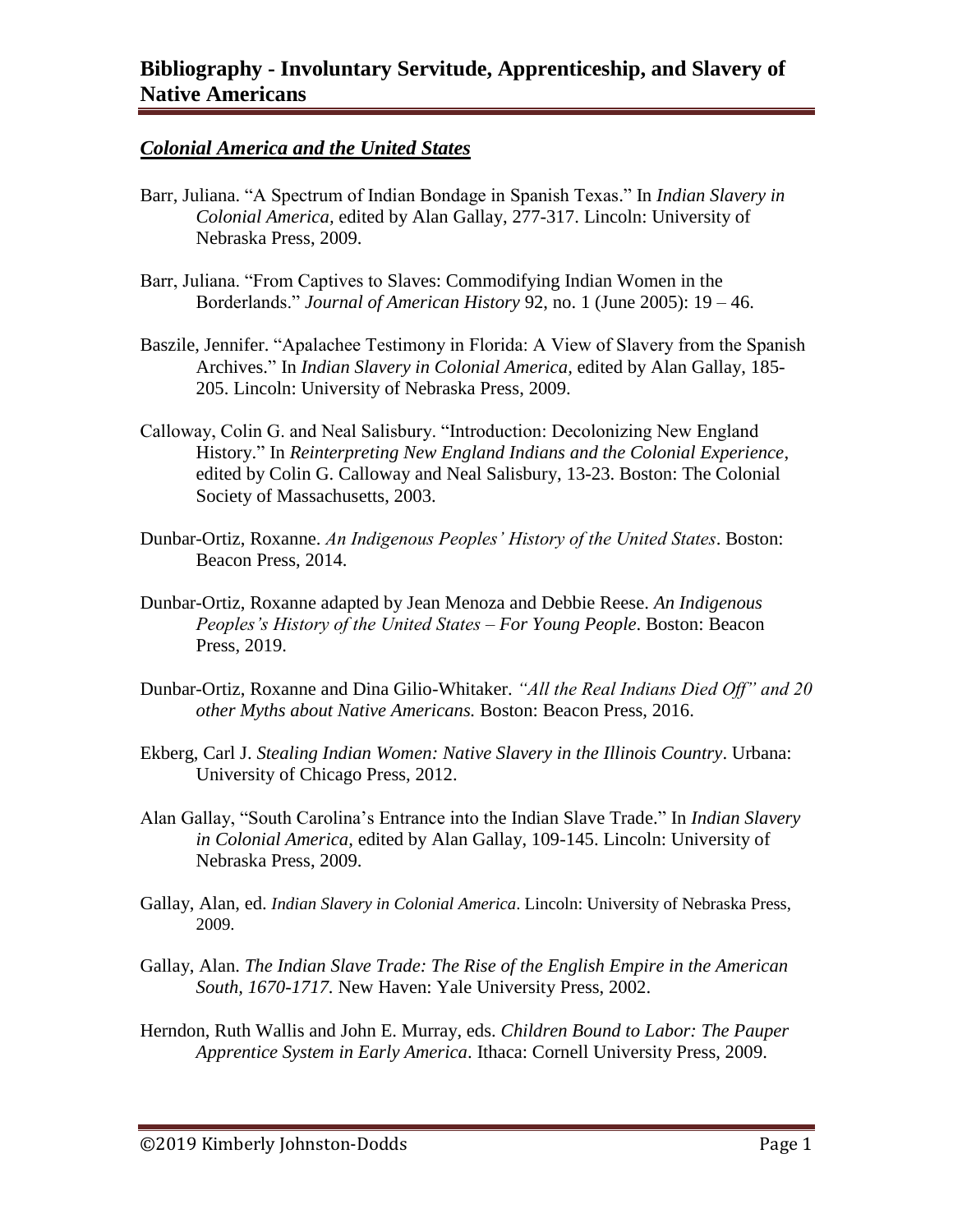# Bibliography - Involuntary Servitude, Apprenticeship, and Slavery of Native Americans

## ***Colonial America and the United States***

Barr, Juliana. "A Spectrum of Indian Bondage in Spanish Texas." In *Indian Slavery in Colonial America,* edited by Alan Gallay, 277-317. Lincoln: University of Nebraska Press, 2009.

Barr, Juliana. "From Captives to Slaves: Commodifying Indian Women in the Borderlands." *Journal of American History* 92, no. 1 (June 2005): 19 – 46.

Baszile, Jennifer. "Apalachee Testimony in Florida: A View of Slavery from the Spanish Archives." In *Indian Slavery in Colonial America,* edited by Alan Gallay, 185-205. Lincoln: University of Nebraska Press, 2009.

Calloway, Colin G. and Neal Salisbury. "Introduction: Decolonizing New England History." In *Reinterpreting New England Indians and the Colonial Experience*, edited by Colin G. Calloway and Neal Salisbury, 13-23. Boston: The Colonial Society of Massachusetts, 2003.

Dunbar-Ortiz, Roxanne. *An Indigenous Peoples' History of the United States*. Boston: Beacon Press, 2014.

Dunbar-Ortiz, Roxanne adapted by Jean Menoza and Debbie Reese. *An Indigenous Peoples's History of the United States – For Young People*. Boston: Beacon Press, 2019.

Dunbar-Ortiz, Roxanne and Dina Gilio-Whitaker. *"All the Real Indians Died Off" and 20 other Myths about Native Americans.* Boston: Beacon Press, 2016.

Ekberg, Carl J. *Stealing Indian Women: Native Slavery in the Illinois Country*. Urbana: University of Chicago Press, 2012.

Alan Gallay, "South Carolina's Entrance into the Indian Slave Trade." In *Indian Slavery in Colonial America,* edited by Alan Gallay, 109-145. Lincoln: University of Nebraska Press, 2009.

Gallay, Alan, ed. *Indian Slavery in Colonial America*. Lincoln: University of Nebraska Press, 2009.

Gallay, Alan. *The Indian Slave Trade: The Rise of the English Empire in the American South, 1670-1717*. New Haven: Yale University Press, 2002.

Herndon, Ruth Wallis and John E. Murray, eds. *Children Bound to Labor: The Pauper Apprentice System in Early America*. Ithaca: Cornell University Press, 2009.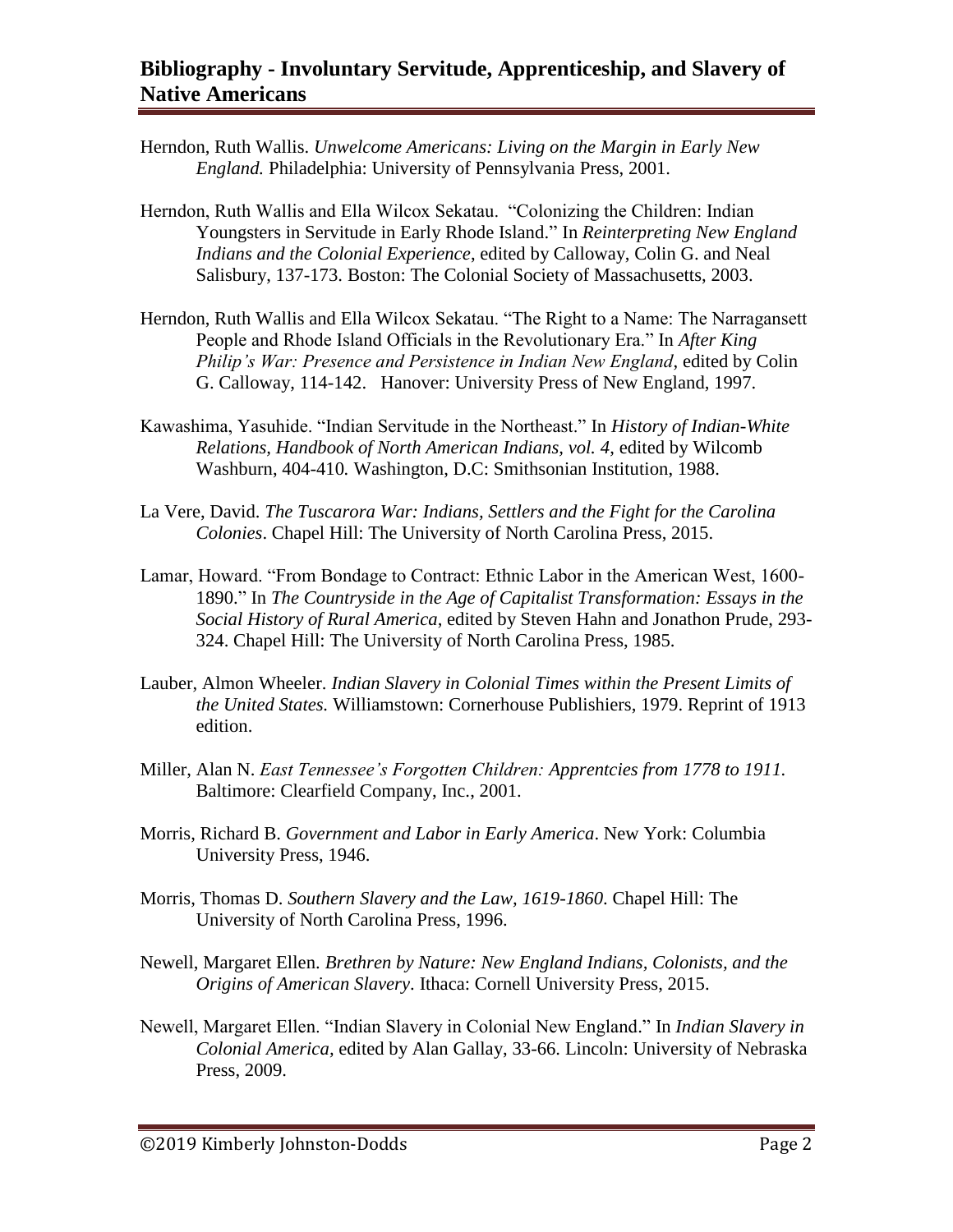## Bibliography - Involuntary Servitude, Apprenticeship, and Slavery of Native Americans

Herndon, Ruth Wallis. *Unwelcome Americans: Living on the Margin in Early New England.* Philadelphia: University of Pennsylvania Press, 2001.

Herndon, Ruth Wallis and Ella Wilcox Sekatau. "Colonizing the Children: Indian Youngsters in Servitude in Early Rhode Island." In *Reinterpreting New England Indians and the Colonial Experience*, edited by Calloway, Colin G. and Neal Salisbury, 137-173. Boston: The Colonial Society of Massachusetts, 2003.

Herndon, Ruth Wallis and Ella Wilcox Sekatau. "The Right to a Name: The Narragansett People and Rhode Island Officials in the Revolutionary Era." In *After King Philip's War: Presence and Persistence in Indian New England*, edited by Colin G. Calloway, 114-142. Hanover: University Press of New England, 1997.

Kawashima, Yasuhide. "Indian Servitude in the Northeast." In *History of Indian-White Relations, Handbook of North American Indians, vol. 4*, edited by Wilcomb Washburn, 404-410. Washington, D.C: Smithsonian Institution, 1988.

La Vere, David. *The Tuscarora War: Indians, Settlers and the Fight for the Carolina Colonies*. Chapel Hill: The University of North Carolina Press, 2015.

Lamar, Howard. "From Bondage to Contract: Ethnic Labor in the American West, 1600-1890." In *The Countryside in the Age of Capitalist Transformation: Essays in the Social History of Rural America*, edited by Steven Hahn and Jonathon Prude, 293-324. Chapel Hill: The University of North Carolina Press, 1985.

Lauber, Almon Wheeler. *Indian Slavery in Colonial Times within the Present Limits of the United States.* Williamstown: Cornerhouse Publishiers, 1979. Reprint of 1913 edition.

Miller, Alan N. *East Tennessee's Forgotten Children: Apprentcies from 1778 to 1911.* Baltimore: Clearfield Company, Inc., 2001.

Morris, Richard B. *Government and Labor in Early America*. New York: Columbia University Press, 1946.

Morris, Thomas D. *Southern Slavery and the Law, 1619-1860*. Chapel Hill: The University of North Carolina Press, 1996.

Newell, Margaret Ellen. *Brethren by Nature: New England Indians, Colonists, and the Origins of American Slavery*. Ithaca: Cornell University Press, 2015.

Newell, Margaret Ellen. "Indian Slavery in Colonial New England." In *Indian Slavery in Colonial America*, edited by Alan Gallay, 33-66. Lincoln: University of Nebraska Press, 2009.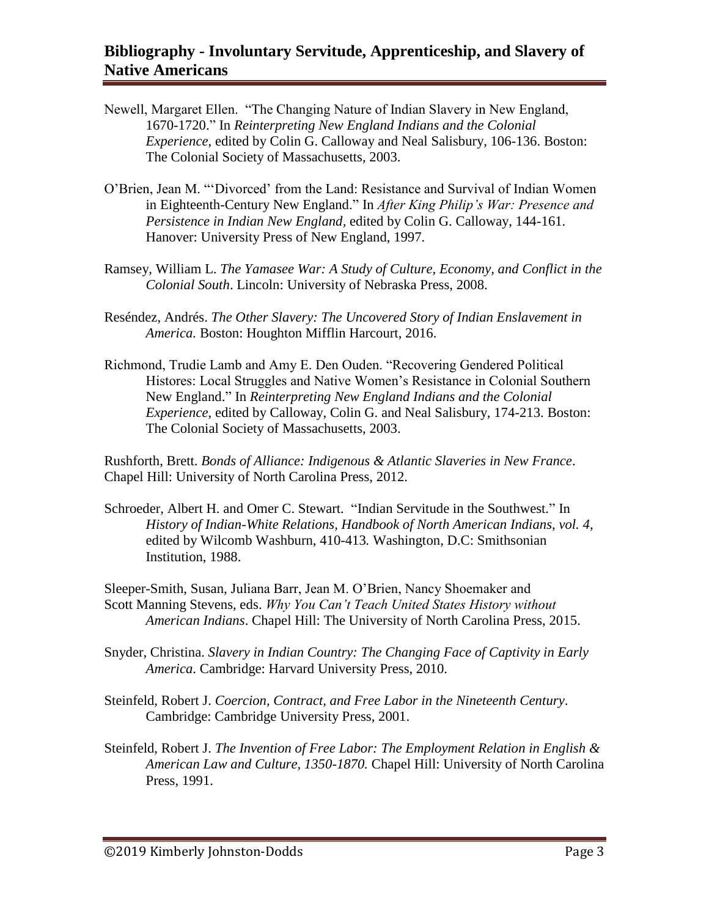# Bibliography - Involuntary Servitude, Apprenticeship, and Slavery of Native Americans

Newell, Margaret Ellen. "The Changing Nature of Indian Slavery in New England, 1670-1720." In *Reinterpreting New England Indians and the Colonial Experience*, edited by Colin G. Calloway and Neal Salisbury, 106-136. Boston: The Colonial Society of Massachusetts, 2003.

O'Brien, Jean M. "'Divorced' from the Land: Resistance and Survival of Indian Women in Eighteenth-Century New England." In *After King Philip's War: Presence and Persistence in Indian New England*, edited by Colin G. Calloway, 144-161. Hanover: University Press of New England, 1997.

Ramsey, William L. *The Yamasee War: A Study of Culture, Economy, and Conflict in the Colonial South*. Lincoln: University of Nebraska Press, 2008.

Reséndez, Andrés. *The Other Slavery: The Uncovered Story of Indian Enslavement in America.* Boston: Houghton Mifflin Harcourt, 2016.

Richmond, Trudie Lamb and Amy E. Den Ouden. "Recovering Gendered Political Histores: Local Struggles and Native Women's Resistance in Colonial Southern New England." In *Reinterpreting New England Indians and the Colonial Experience*, edited by Calloway, Colin G. and Neal Salisbury, 174-213. Boston: The Colonial Society of Massachusetts, 2003.

Rushforth, Brett. *Bonds of Alliance: Indigenous & Atlantic Slaveries in New France*. Chapel Hill: University of North Carolina Press, 2012.

Schroeder, Albert H. and Omer C. Stewart. "Indian Servitude in the Southwest." In *History of Indian-White Relations, Handbook of North American Indians, vol. 4*, edited by Wilcomb Washburn, 410-413*.* Washington, D.C: Smithsonian Institution, 1988.

Sleeper-Smith, Susan, Juliana Barr, Jean M. O'Brien, Nancy Shoemaker and Scott Manning Stevens, eds. *Why You Can't Teach United States History without American Indians*. Chapel Hill: The University of North Carolina Press, 2015.

Snyder, Christina. *Slavery in Indian Country: The Changing Face of Captivity in Early America*. Cambridge: Harvard University Press, 2010.

Steinfeld, Robert J. *Coercion, Contract, and Free Labor in the Nineteenth Century*. Cambridge: Cambridge University Press, 2001.

Steinfeld, Robert J. *The Invention of Free Labor: The Employment Relation in English & American Law and Culture, 1350-1870.* Chapel Hill: University of North Carolina Press, 1991.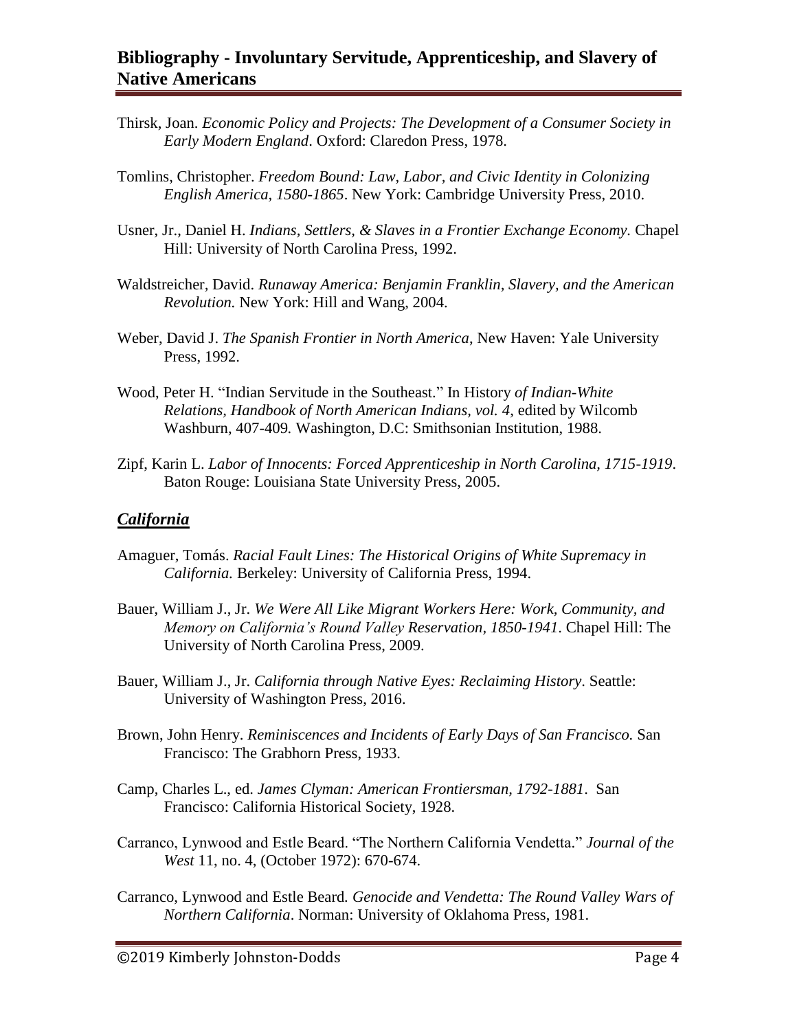Thirsk, Joan. *Economic Policy and Projects: The Development of a Consumer Society in Early Modern England*. Oxford: Claredon Press, 1978.

Tomlins, Christopher. *Freedom Bound: Law, Labor, and Civic Identity in Colonizing English America, 1580-1865*. New York: Cambridge University Press, 2010.

Usner, Jr., Daniel H. *Indians, Settlers, & Slaves in a Frontier Exchange Economy.* Chapel Hill: University of North Carolina Press, 1992.

Waldstreicher, David. *Runaway America: Benjamin Franklin, Slavery, and the American Revolution.* New York: Hill and Wang, 2004.

Weber, David J. *The Spanish Frontier in North America*, New Haven: Yale University Press, 1992.

Wood, Peter H. "Indian Servitude in the Southeast." In History *of Indian-White Relations, Handbook of North American Indians, vol. 4*, edited by Wilcomb Washburn, 407-409*.* Washington, D.C: Smithsonian Institution, 1988.

Zipf, Karin L. *Labor of Innocents: Forced Apprenticeship in North Carolina, 1715-1919*. Baton Rouge: Louisiana State University Press, 2005.

## ***California***

Amaguer, Tomás. *Racial Fault Lines: The Historical Origins of White Supremacy in California.* Berkeley: University of California Press, 1994.

Bauer, William J., Jr. *We Were All Like Migrant Workers Here: Work, Community, and Memory on California's Round Valley Reservation, 1850-1941*. Chapel Hill: The University of North Carolina Press, 2009.

Bauer, William J., Jr. *California through Native Eyes: Reclaiming History*. Seattle: University of Washington Press, 2016.

Brown, John Henry. *Reminiscences and Incidents of Early Days of San Francisco.* San Francisco: The Grabhorn Press, 1933.

Camp, Charles L., ed. *James Clyman: American Frontiersman, 1792-1881*. San Francisco: California Historical Society, 1928.

Carranco, Lynwood and Estle Beard. "The Northern California Vendetta." *Journal of the West* 11, no. 4, (October 1972): 670-674.

Carranco, Lynwood and Estle Beard*. Genocide and Vendetta: The Round Valley Wars of Northern California*. Norman: University of Oklahoma Press, 1981.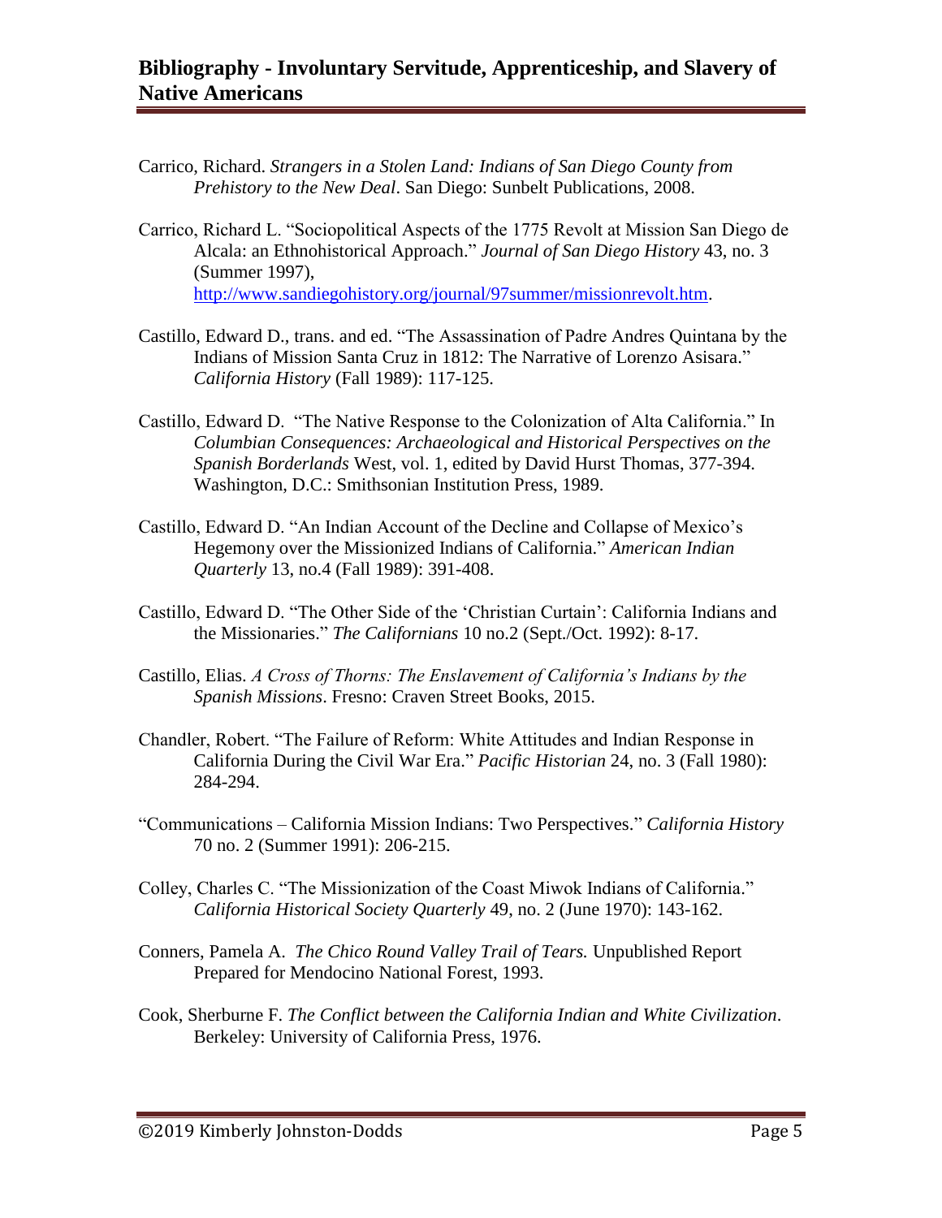Carrico, Richard. *Strangers in a Stolen Land: Indians of San Diego County from Prehistory to the New Deal*. San Diego: Sunbelt Publications, 2008.

Carrico, Richard L. "Sociopolitical Aspects of the 1775 Revolt at Mission San Diego de Alcala: an Ethnohistorical Approach." *Journal of San Diego History* 43, no. 3 (Summer 1997), http://www.sandiegohistory.org/journal/97summer/missionrevolt.htm.

Castillo, Edward D., trans. and ed. "The Assassination of Padre Andres Quintana by the Indians of Mission Santa Cruz in 1812: The Narrative of Lorenzo Asisara." *California History* (Fall 1989): 117-125.

Castillo, Edward D. "The Native Response to the Colonization of Alta California." In *Columbian Consequences: Archaeological and Historical Perspectives on the Spanish Borderlands* West, vol. 1, edited by David Hurst Thomas, 377-394. Washington, D.C.: Smithsonian Institution Press, 1989.

Castillo, Edward D. "An Indian Account of the Decline and Collapse of Mexico's Hegemony over the Missionized Indians of California." *American Indian Quarterly* 13, no.4 (Fall 1989): 391-408.

Castillo, Edward D. "The Other Side of the 'Christian Curtain': California Indians and the Missionaries." *The Californians* 10 no.2 (Sept./Oct. 1992): 8-17.

Castillo, Elias. *A Cross of Thorns: The Enslavement of California's Indians by the Spanish Missions*. Fresno: Craven Street Books, 2015.

Chandler, Robert. "The Failure of Reform: White Attitudes and Indian Response in California During the Civil War Era." *Pacific Historian* 24, no. 3 (Fall 1980): 284-294.

"Communications – California Mission Indians: Two Perspectives." *California History* 70 no. 2 (Summer 1991): 206-215.

Colley, Charles C. "The Missionization of the Coast Miwok Indians of California." *California Historical Society Quarterly* 49, no. 2 (June 1970): 143-162.

Conners, Pamela A. *The Chico Round Valley Trail of Tears.* Unpublished Report Prepared for Mendocino National Forest, 1993.

Cook, Sherburne F. *The Conflict between the California Indian and White Civilization*. Berkeley: University of California Press, 1976.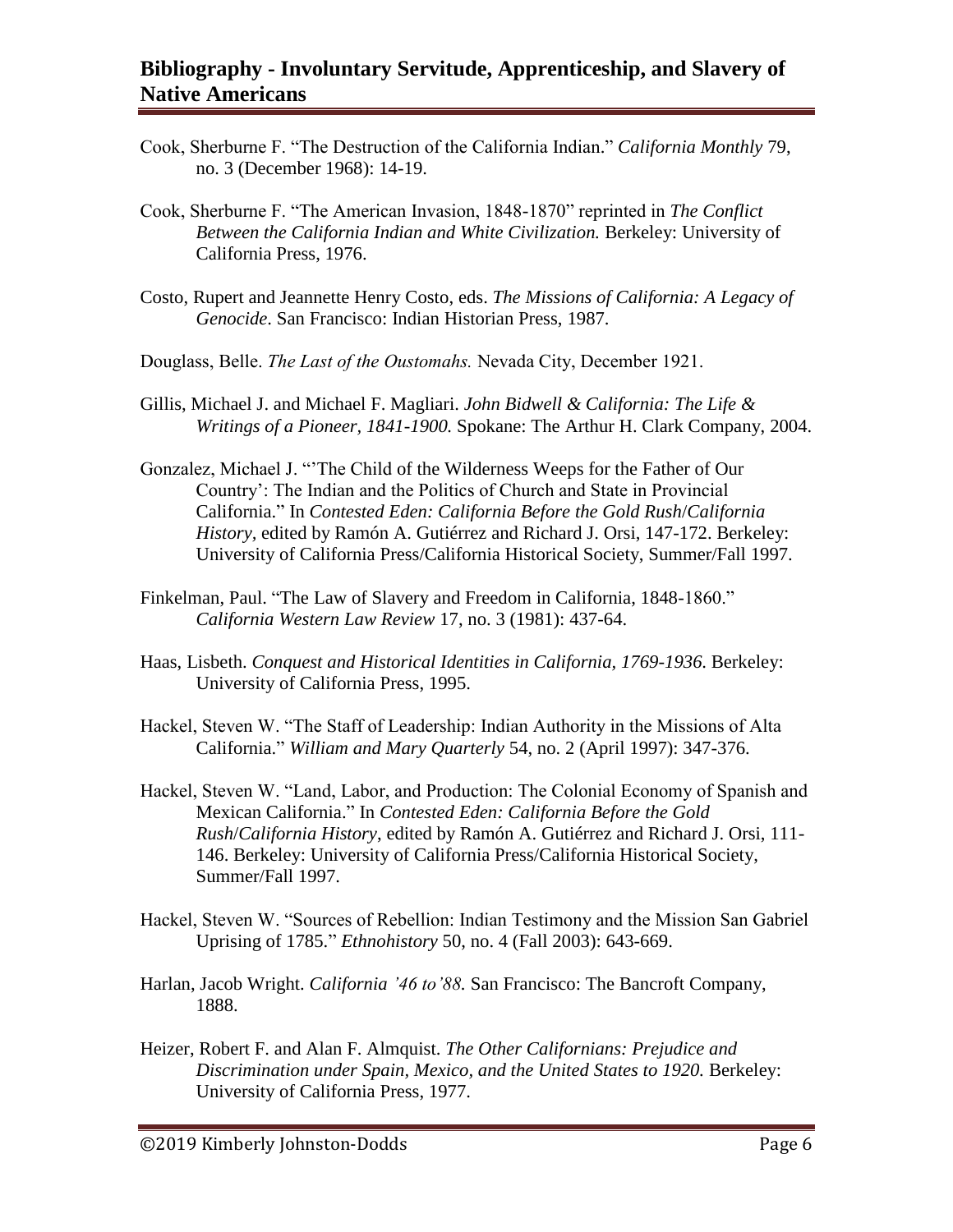Cook, Sherburne F. "The Destruction of the California Indian." *California Monthly* 79, no. 3 (December 1968): 14-19.

Cook, Sherburne F. "The American Invasion, 1848-1870" reprinted in *The Conflict Between the California Indian and White Civilization.* Berkeley: University of California Press, 1976.

Costo, Rupert and Jeannette Henry Costo, eds. *The Missions of California: A Legacy of Genocide*. San Francisco: Indian Historian Press, 1987.

Douglass, Belle. *The Last of the Oustomahs.* Nevada City, December 1921.

Gillis, Michael J. and Michael F. Magliari. *John Bidwell & California: The Life & Writings of a Pioneer, 1841-1900.* Spokane: The Arthur H. Clark Company, 2004.

Gonzalez, Michael J. "'The Child of the Wilderness Weeps for the Father of Our Country': The Indian and the Politics of Church and State in Provincial California." In *Contested Eden: California Before the Gold Rush*/*California History,* edited by Ramón A. Gutiérrez and Richard J. Orsi, 147-172. Berkeley: University of California Press/California Historical Society, Summer/Fall 1997.

Finkelman, Paul. "The Law of Slavery and Freedom in California, 1848-1860." *California Western Law Review* 17, no. 3 (1981): 437-64.

Haas, Lisbeth. *Conquest and Historical Identities in California, 1769-1936*. Berkeley: University of California Press, 1995.

Hackel, Steven W. "The Staff of Leadership: Indian Authority in the Missions of Alta California." *William and Mary Quarterly* 54, no. 2 (April 1997): 347-376.

Hackel, Steven W. "Land, Labor, and Production: The Colonial Economy of Spanish and Mexican California." In *Contested Eden: California Before the Gold Rush*/*California History*, edited by Ramón A. Gutiérrez and Richard J. Orsi, 111-146. Berkeley: University of California Press/California Historical Society, Summer/Fall 1997.

Hackel, Steven W. "Sources of Rebellion: Indian Testimony and the Mission San Gabriel Uprising of 1785." *Ethnohistory* 50, no. 4 (Fall 2003): 643-669.

Harlan, Jacob Wright. *California '46 to'88.* San Francisco: The Bancroft Company, 1888.

Heizer, Robert F. and Alan F. Almquist. *The Other Californians: Prejudice and Discrimination under Spain, Mexico, and the United States to 1920.* Berkeley: University of California Press, 1977.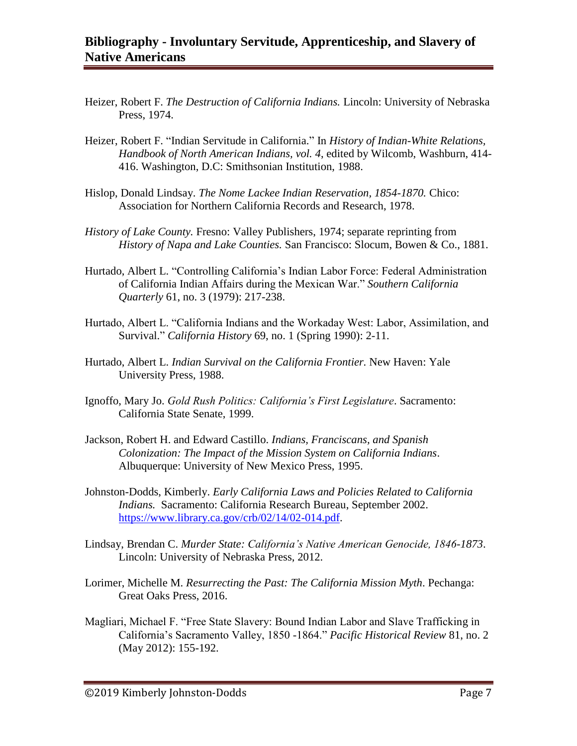Heizer, Robert F. *The Destruction of California Indians.* Lincoln: University of Nebraska Press, 1974.

Heizer, Robert F. "Indian Servitude in California." In *History of Indian-White Relations, Handbook of North American Indians, vol. 4*, edited by Wilcomb, Washburn, 414-416. Washington, D.C: Smithsonian Institution, 1988.

Hislop, Donald Lindsay. *The Nome Lackee Indian Reservation, 1854-1870.* Chico: Association for Northern California Records and Research, 1978.

*History of Lake County.* Fresno: Valley Publishers, 1974; separate reprinting from *History of Napa and Lake Counties.* San Francisco: Slocum, Bowen & Co., 1881.

Hurtado, Albert L. "Controlling California's Indian Labor Force: Federal Administration of California Indian Affairs during the Mexican War." *Southern California Quarterly* 61, no. 3 (1979): 217-238.

Hurtado, Albert L. "California Indians and the Workaday West: Labor, Assimilation, and Survival." *California History* 69, no. 1 (Spring 1990): 2-11.

Hurtado, Albert L. *Indian Survival on the California Frontier.* New Haven: Yale University Press, 1988.

Ignoffo, Mary Jo. *Gold Rush Politics: California's First Legislature*. Sacramento: California State Senate, 1999.

Jackson, Robert H. and Edward Castillo. *Indians, Franciscans, and Spanish Colonization: The Impact of the Mission System on California Indians*. Albuquerque: University of New Mexico Press, 1995.

Johnston-Dodds, Kimberly. *Early California Laws and Policies Related to California Indians.* Sacramento: California Research Bureau, September 2002. https://www.library.ca.gov/crb/02/14/02-014.pdf.

Lindsay, Brendan C. *Murder State: California's Native American Genocide, 1846-1873*. Lincoln: University of Nebraska Press, 2012.

Lorimer, Michelle M. *Resurrecting the Past: The California Mission Myth*. Pechanga: Great Oaks Press, 2016.

Magliari, Michael F. "Free State Slavery: Bound Indian Labor and Slave Trafficking in California's Sacramento Valley, 1850 -1864." *Pacific Historical Review* 81, no. 2 (May 2012): 155-192.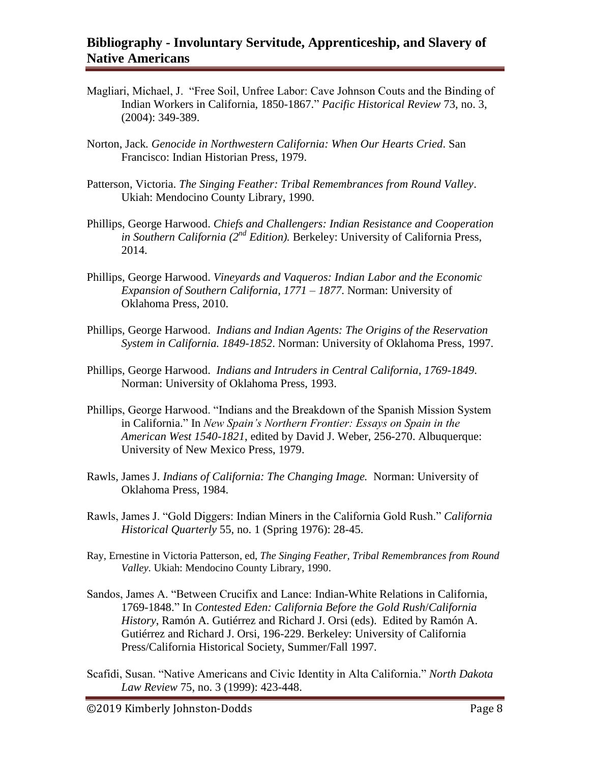Magliari, Michael, J. "Free Soil, Unfree Labor: Cave Johnson Couts and the Binding of Indian Workers in California, 1850-1867." *Pacific Historical Review* 73, no. 3, (2004): 349-389.

Norton, Jack. *Genocide in Northwestern California: When Our Hearts Cried*. San Francisco: Indian Historian Press, 1979.

Patterson, Victoria. *The Singing Feather: Tribal Remembrances from Round Valley*. Ukiah: Mendocino County Library, 1990.

Phillips, George Harwood. *Chiefs and Challengers: Indian Resistance and Cooperation in Southern California (2nd Edition).* Berkeley: University of California Press, 2014.

Phillips, George Harwood. *Vineyards and Vaqueros: Indian Labor and the Economic Expansion of Southern California, 1771 – 1877*. Norman: University of Oklahoma Press, 2010.

Phillips, George Harwood. *Indians and Indian Agents: The Origins of the Reservation System in California. 1849-1852*. Norman: University of Oklahoma Press, 1997.

Phillips, George Harwood. *Indians and Intruders in Central California, 1769-1849*. Norman: University of Oklahoma Press, 1993.

Phillips, George Harwood. "Indians and the Breakdown of the Spanish Mission System in California." In *New Spain's Northern Frontier: Essays on Spain in the American West 1540-1821*, edited by David J. Weber, 256-270. Albuquerque: University of New Mexico Press, 1979.

Rawls, James J. *Indians of California: The Changing Image.* Norman: University of Oklahoma Press, 1984.

Rawls, James J. "Gold Diggers: Indian Miners in the California Gold Rush." *California Historical Quarterly* 55, no. 1 (Spring 1976): 28-45.

Ray, Ernestine in Victoria Patterson, ed, *The Singing Feather, Tribal Remembrances from Round Valley.* Ukiah: Mendocino County Library, 1990.

Sandos, James A. "Between Crucifix and Lance: Indian-White Relations in California, 1769-1848." In *Contested Eden: California Before the Gold Rush*/*California History*, Ramón A. Gutiérrez and Richard J. Orsi (eds). Edited by Ramón A. Gutiérrez and Richard J. Orsi, 196-229. Berkeley: University of California Press/California Historical Society, Summer/Fall 1997.

Scafidi, Susan. "Native Americans and Civic Identity in Alta California." *North Dakota Law Review* 75, no. 3 (1999): 423-448.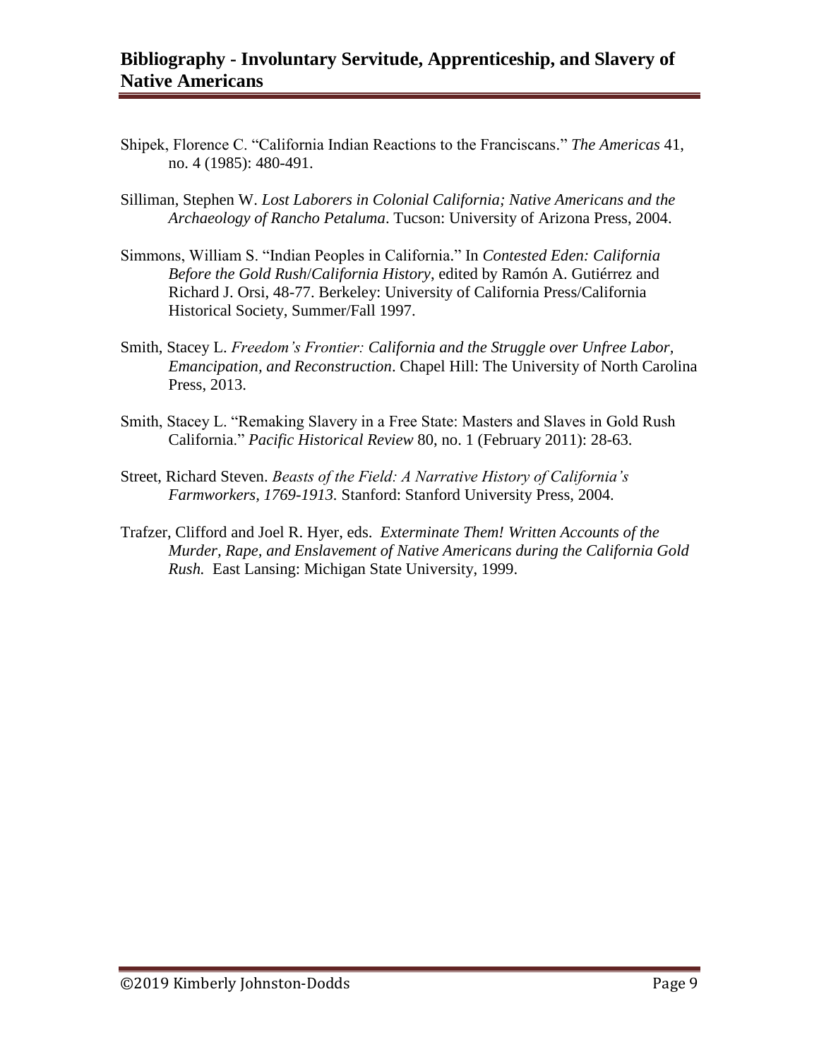Shipek, Florence C. "California Indian Reactions to the Franciscans." *The Americas* 41, no. 4 (1985): 480-491.

Silliman, Stephen W. *Lost Laborers in Colonial California; Native Americans and the Archaeology of Rancho Petaluma*. Tucson: University of Arizona Press, 2004.

Simmons, William S. "Indian Peoples in California." In *Contested Eden: California Before the Gold Rush/California History*, edited by Ramón A. Gutiérrez and Richard J. Orsi, 48-77. Berkeley: University of California Press/California Historical Society, Summer/Fall 1997.

Smith, Stacey L. *Freedom's Frontier: California and the Struggle over Unfree Labor, Emancipation, and Reconstruction*. Chapel Hill: The University of North Carolina Press, 2013.

Smith, Stacey L. "Remaking Slavery in a Free State: Masters and Slaves in Gold Rush California." *Pacific Historical Review* 80, no. 1 (February 2011): 28-63.

Street, Richard Steven. *Beasts of the Field: A Narrative History of California's Farmworkers, 1769-1913.* Stanford: Stanford University Press, 2004.

Trafzer, Clifford and Joel R. Hyer, eds. *Exterminate Them! Written Accounts of the Murder, Rape, and Enslavement of Native Americans during the California Gold Rush.* East Lansing: Michigan State University, 1999.